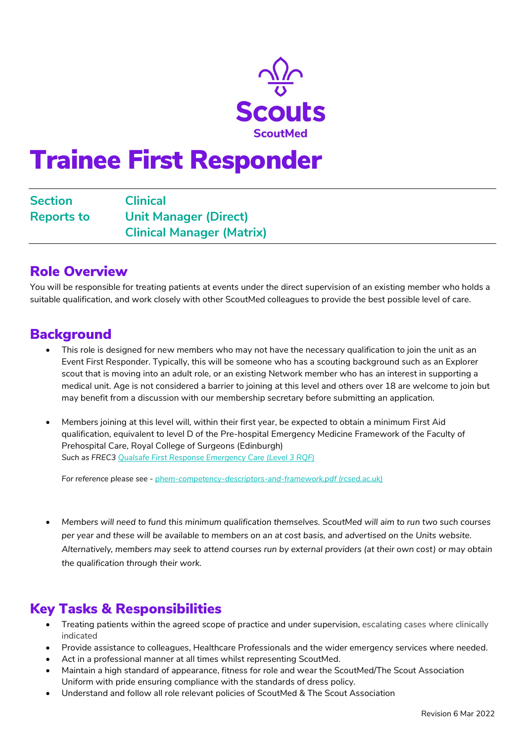Scouts

ScoutMed

# Trainee First Responder

| | |
|---|---|
| **Section** | **Clinical** |
| **Reports to** | **Unit Manager (Direct)** |
| | **Clinical Manager (Matrix)** |

## Role Overview

You will be responsible for treating patients at events under the direct supervision of an existing member who holds a suitable qualification, and work closely with other ScoutMed colleagues to provide the best possible level of care.

## Background

- This role is designed for new members who may not have the necessary qualification to join the unit as an Event First Responder. Typically, this will be someone who has a scouting background such as an Explorer scout that is moving into an adult role, or an existing Network member who has an interest in supporting a medical unit. Age is not considered a barrier to joining at this level and others over 18 are welcome to join but may benefit from a discussion with our membership secretary before submitting an application.

- Members joining at this level will, within their first year, be expected to obtain a minimum First Aid qualification, equivalent to level D of the Pre-hospital Emergency Medicine Framework of the Faculty of Prehospital Care, Royal College of Surgeons (Edinburgh)
  *Such as FREC3 [Qualsafe First Response Emergency Care (Level 3 RQF)]()*

  *For reference please see - [phem-competency-descriptors-and-framework.pdf (rcsed.ac.uk)]()*

- *Members will need to fund this minimum qualification themselves. ScoutMed will aim to run two such courses per year and these will be available to members on an at cost basis, and advertised on the Units website. Alternatively, members may seek to attend courses run by external providers (at their own cost) or may obtain the qualification through their work.*

## Key Tasks & Responsibilities

- Treating patients within the agreed scope of practice and under supervision, escalating cases where clinically indicated
- Provide assistance to colleagues, Healthcare Professionals and the wider emergency services where needed.
- Act in a professional manner at all times whilst representing ScoutMed.
- Maintain a high standard of appearance, fitness for role and wear the ScoutMed/The Scout Association Uniform with pride ensuring compliance with the standards of dress policy.
- Understand and follow all role relevant policies of ScoutMed & The Scout Association

Revision 6 Mar 2022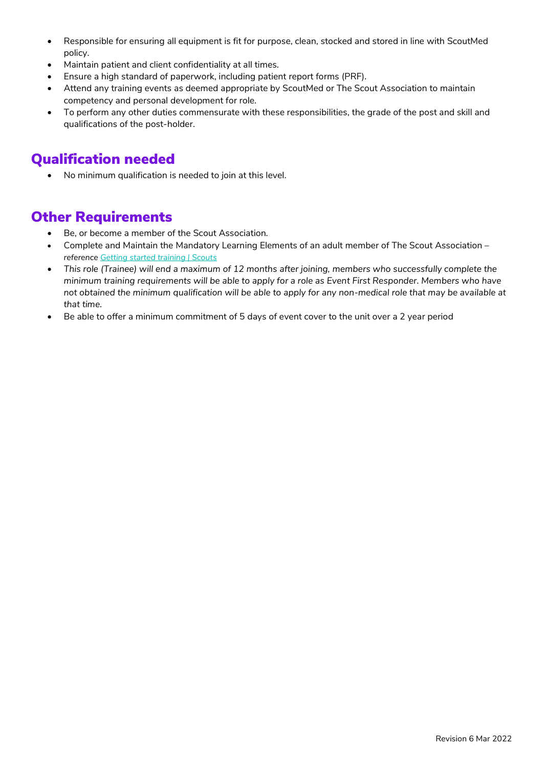- Responsible for ensuring all equipment is fit for purpose, clean, stocked and stored in line with ScoutMed policy.
- Maintain patient and client confidentiality at all times.
- Ensure a high standard of paperwork, including patient report forms (PRF).
- Attend any training events as deemed appropriate by ScoutMed or The Scout Association to maintain competency and personal development for role.
- To perform any other duties commensurate with these responsibilities, the grade of the post and skill and qualifications of the post-holder.

## Qualification needed

- No minimum qualification is needed to join at this level.

## Other Requirements

- Be, or become a member of the Scout Association.
- Complete and Maintain the Mandatory Learning Elements of an adult member of The Scout Association – *reference Getting started training | Scouts*
- *This role (Trainee) will end a maximum of 12 months after joining, members who successfully complete the minimum training requirements will be able to apply for a role as Event First Responder. Members who have not obtained the minimum qualification will be able to apply for any non-medical role that may be available at that time.*
- Be able to offer a minimum commitment of 5 days of event cover to the unit over a 2 year period

Revision 6 Mar 2022